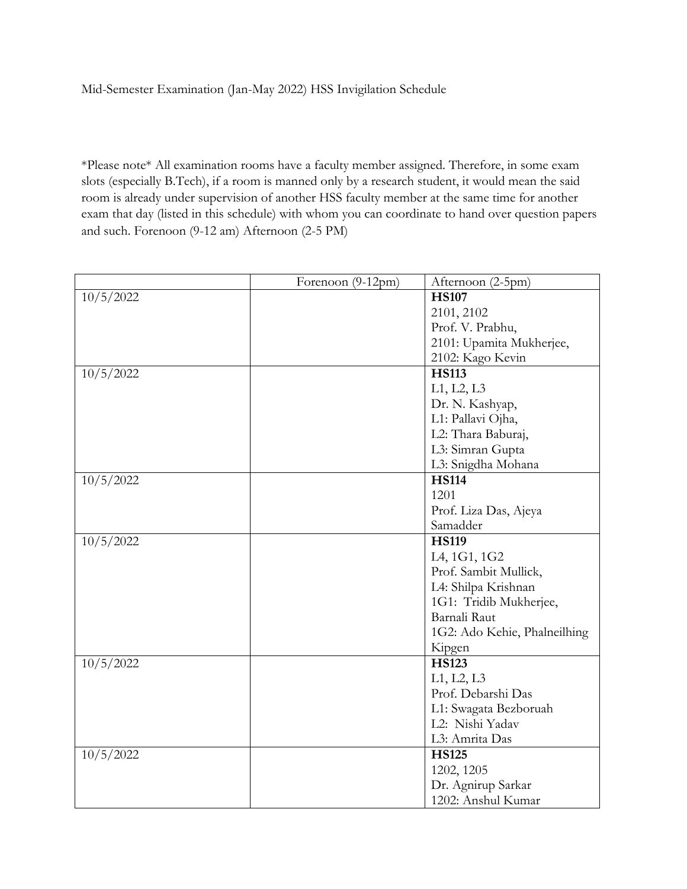Mid-Semester Examination (Jan-May 2022) HSS Invigilation Schedule

*Please note* All examination rooms have a faculty member assigned. Therefore, in some exam slots (especially B.Tech), if a room is manned only by a research student, it would mean the said room is already under supervision of another HSS faculty member at the same time for another exam that day (listed in this schedule) with whom you can coordinate to hand over question papers and such. Forenoon (9-12 am) Afternoon (2-5 PM)

| | Forenoon (9-12pm) | Afternoon (2-5pm) |
|---|---|---|
| 10/5/2022 | | **HS107**<br>2101, 2102<br>Prof. V. Prabhu,<br>2101: Upamita Mukherjee,<br>2102: Kago Kevin |
| 10/5/2022 | | **HS113**<br>L1, L2, L3<br>Dr. N. Kashyap,<br>L1: Pallavi Ojha,<br>L2: Thara Baburaj,<br>L3: Simran Gupta<br>L3: Snigdha Mohana |
| 10/5/2022 | | **HS114**<br>1201<br>Prof. Liza Das, Ajeya Samadder |
| 10/5/2022 | | **HS119**<br>L4, 1G1, 1G2<br>Prof. Sambit Mullick,<br>L4: Shilpa Krishnan<br>1G1: Tridib Mukherjee, Barnali Raut<br>1G2: Ado Kehie, Phalneilhing Kipgen |
| 10/5/2022 | | **HS123**<br>L1, L2, L3<br>Prof. Debarshi Das<br>L1: Swagata Bezboruah<br>L2: Nishi Yadav<br>L3: Amrita Das |
| 10/5/2022 | | **HS125**<br>1202, 1205<br>Dr. Agnirup Sarkar<br>1202: Anshul Kumar |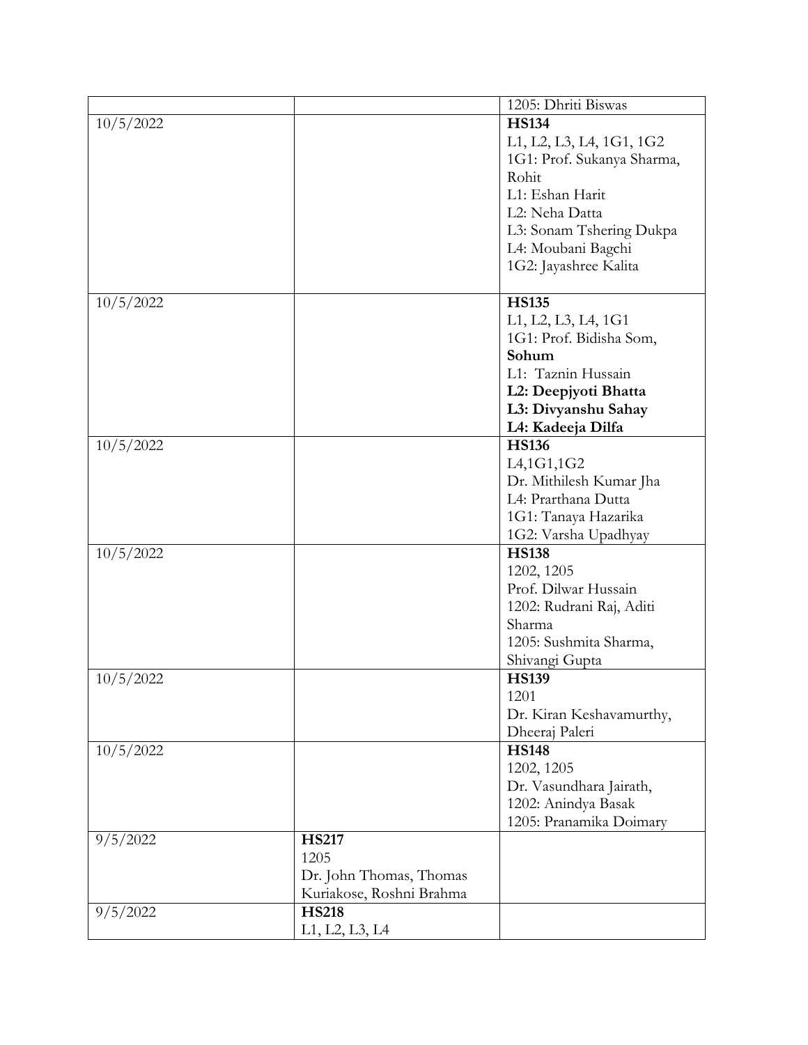| | | |
|---|---|---|
| | | 1205: Dhriti Biswas |
| 10/5/2022 | | **HS134**<br>L1, L2, L3, L4, 1G1, 1G2<br>1G1: Prof. Sukanya Sharma, Rohit<br>L1: Eshan Harit<br>L2: Neha Datta<br>L3: Sonam Tshering Dukpa<br>L4: Moubani Bagchi<br>1G2: Jayashree Kalita |
| 10/5/2022 | | **HS135**<br>L1, L2, L3, L4, 1G1<br>1G1: Prof. Bidisha Som, **Sohum**<br>L1: Taznin Hussain<br>**L2: Deepjyoti Bhatta**<br>**L3: Divyanshu Sahay**<br>**L4: Kadeeja Dilfa** |
| 10/5/2022 | | **HS136**<br>L4,1G1,1G2<br>Dr. Mithilesh Kumar Jha<br>L4: Prarthana Dutta<br>1G1: Tanaya Hazarika<br>1G2: Varsha Upadhyay |
| 10/5/2022 | | **HS138**<br>1202, 1205<br>Prof. Dilwar Hussain<br>1202: Rudrani Raj, Aditi Sharma<br>1205: Sushmita Sharma, Shivangi Gupta |
| 10/5/2022 | | **HS139**<br>1201<br>Dr. Kiran Keshavamurthy, Dheeraj Paleri |
| 10/5/2022 | | **HS148**<br>1202, 1205<br>Dr. Vasundhara Jairath,<br>1202: Anindya Basak<br>1205: Pranamika Doimary |
| 9/5/2022 | **HS217**<br>1205<br>Dr. John Thomas, Thomas Kuriakose, Roshni Brahma | |
| 9/5/2022 | **HS218**<br>L1, L2, L3, L4 | |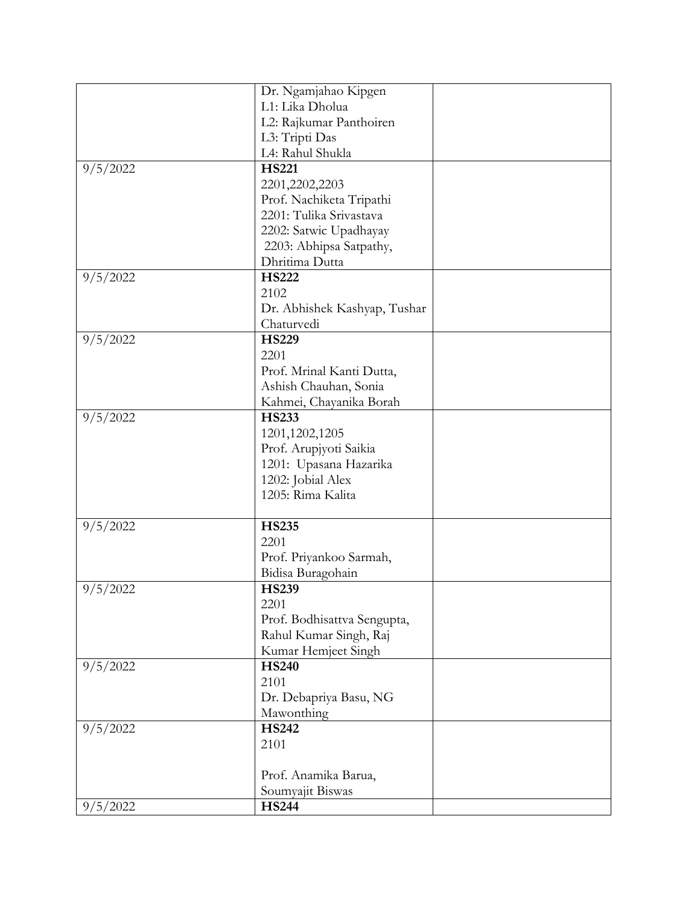| | | |
|---|---|---|
| | Dr. Ngamjahao Kipgen<br>L1: Lika Dholua<br>L2: Rajkumar Panthoiren<br>L3: Tripti Das<br>L4: Rahul Shukla | |
| 9/5/2022 | **HS221**<br>2201,2202,2203<br>Prof. Nachiketa Tripathi<br>2201: Tulika Srivastava<br>2202: Satwic Upadhayay<br>2203: Abhipsa Satpathy, Dhritima Dutta | |
| 9/5/2022 | **HS222**<br>2102<br>Dr. Abhishek Kashyap, Tushar Chaturvedi | |
| 9/5/2022 | **HS229**<br>2201<br>Prof. Mrinal Kanti Dutta, Ashish Chauhan, Sonia Kahmei, Chayanika Borah | |
| 9/5/2022 | **HS233**<br>1201,1202,1205<br>Prof. Arupjyoti Saikia<br>1201: Upasana Hazarika<br>1202: Jobial Alex<br>1205: Rima Kalita | |
| 9/5/2022 | **HS235**<br>2201<br>Prof. Priyankoo Sarmah, Bidisa Buragohain | |
| 9/5/2022 | **HS239**<br>2201<br>Prof. Bodhisattva Sengupta, Rahul Kumar Singh, Raj Kumar Hemjeet Singh | |
| 9/5/2022 | **HS240**<br>2101<br>Dr. Debapriya Basu, NG Mawonthing | |
| 9/5/2022 | **HS242**<br>2101<br><br>Prof. Anamika Barua, Soumyajit Biswas | |
| 9/5/2022 | **HS244** | |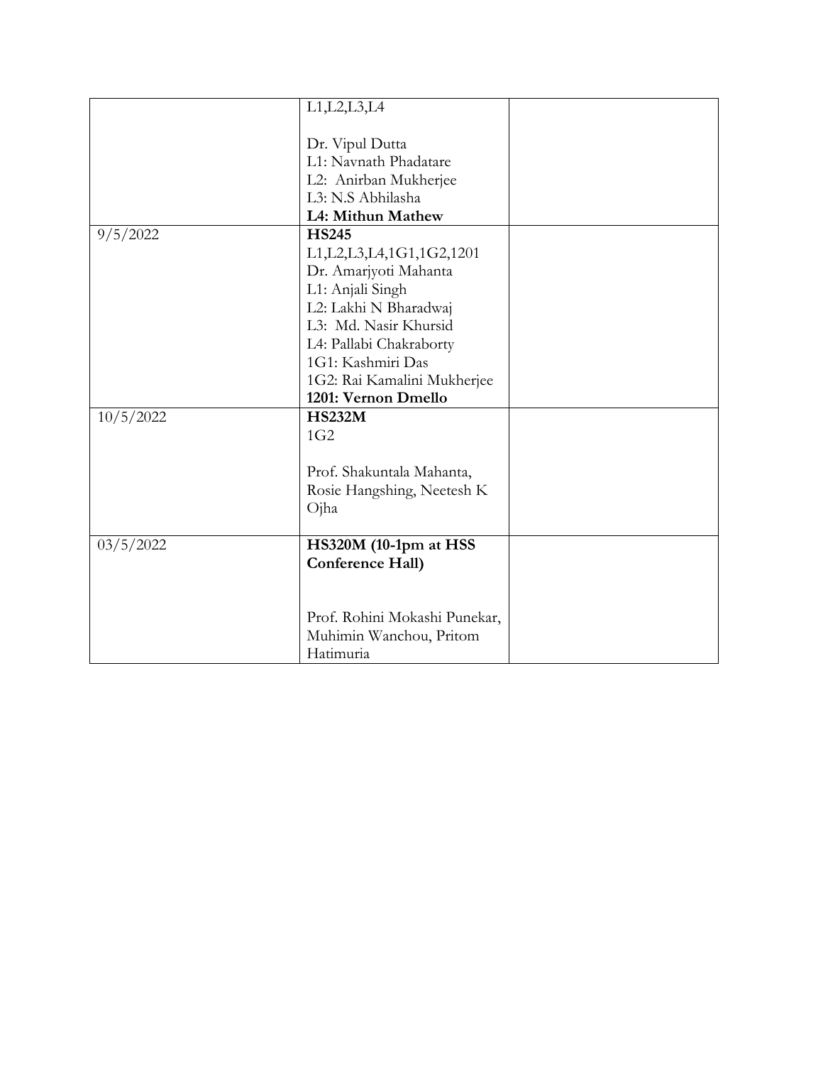| | | |
|---|---|---|
| | L1,L2,L3,L4<br><br>Dr. Vipul Dutta<br>L1: Navnath Phadatare<br>L2: Anirban Mukherjee<br>L3: N.S Abhilasha<br>**L4: Mithun Mathew** | |
| 9/5/2022 | **HS245**<br>L1,L2,L3,L4,1G1,1G2,1201<br>Dr. Amarjyoti Mahanta<br>L1: Anjali Singh<br>L2: Lakhi N Bharadwaj<br>L3: Md. Nasir Khursid<br>L4: Pallabi Chakraborty<br>1G1: Kashmiri Das<br>1G2: Rai Kamalini Mukherjee<br>**1201: Vernon Dmello** | |
| 10/5/2022 | **HS232M**<br>1G2<br><br>Prof. Shakuntala Mahanta, Rosie Hangshing, Neetesh K Ojha | |
| 03/5/2022 | **HS320M (10-1pm at HSS Conference Hall)**<br><br><br>Prof. Rohini Mokashi Punekar, Muhimin Wanchou, Pritom Hatimuria | |